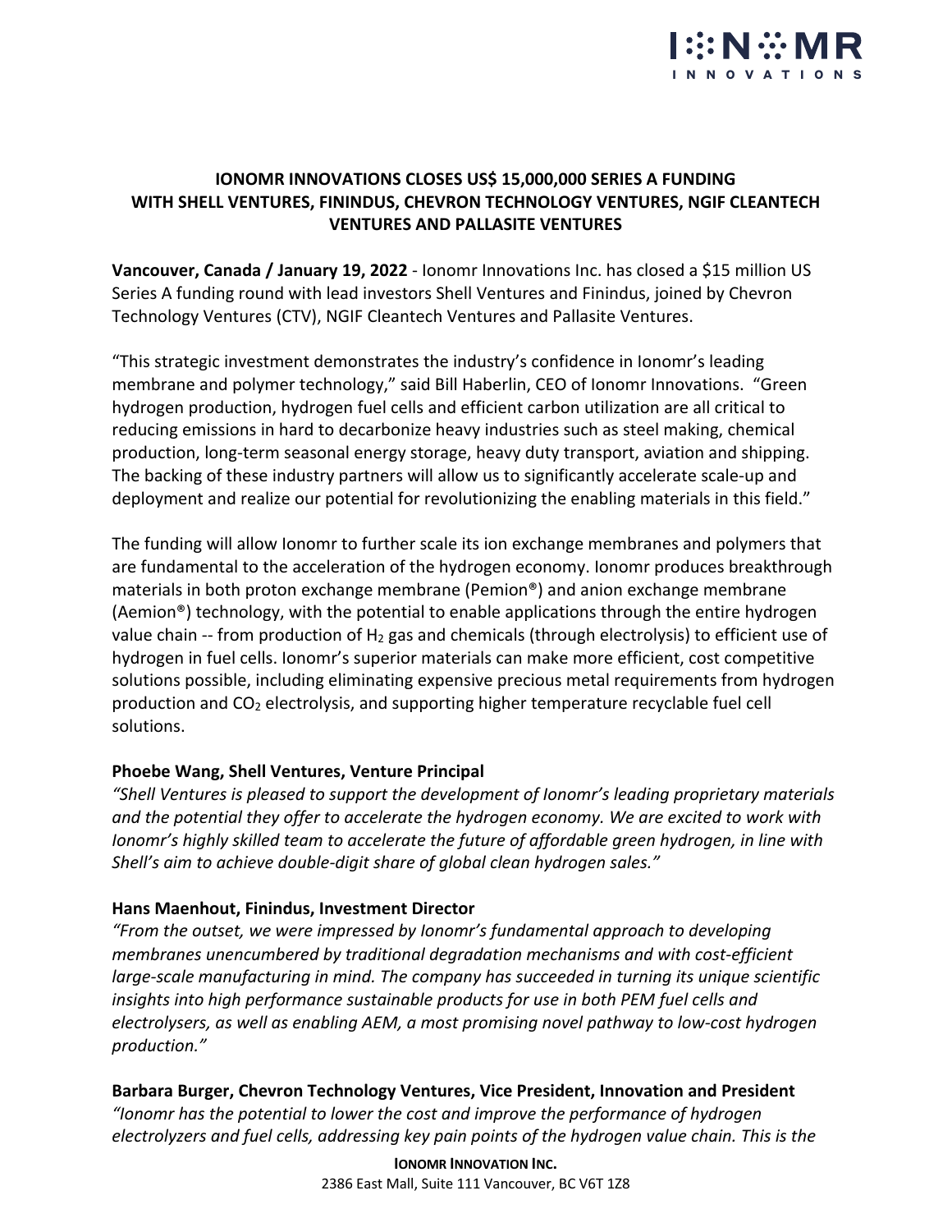## IONOMR INNOVATIONS CLOSES US$ 15,000,000 SERIES A FUNDING WITH SHELL VENTURES, FININDUS, CHEVRON TECHNOLOGY VENTURES, NGIF CLEANTECH VENTURES AND PALLASITE VENTURES

**Vancouver, Canada / January 19, 2022** - Ionomr Innovations Inc. has closed a $15 million US Series A funding round with lead investors Shell Ventures and Finindus, joined by Chevron Technology Ventures (CTV), NGIF Cleantech Ventures and Pallasite Ventures.

"This strategic investment demonstrates the industry's confidence in Ionomr's leading membrane and polymer technology," said Bill Haberlin, CEO of Ionomr Innovations. "Green hydrogen production, hydrogen fuel cells and efficient carbon utilization are all critical to reducing emissions in hard to decarbonize heavy industries such as steel making, chemical production, long-term seasonal energy storage, heavy duty transport, aviation and shipping. The backing of these industry partners will allow us to significantly accelerate scale-up and deployment and realize our potential for revolutionizing the enabling materials in this field."

The funding will allow Ionomr to further scale its ion exchange membranes and polymers that are fundamental to the acceleration of the hydrogen economy. Ionomr produces breakthrough materials in both proton exchange membrane (Pemion®) and anion exchange membrane (Aemion®) technology, with the potential to enable applications through the entire hydrogen value chain -- from production of $H_2$ gas and chemicals (through electrolysis) to efficient use of hydrogen in fuel cells. Ionomr's superior materials can make more efficient, cost competitive solutions possible, including eliminating expensive precious metal requirements from hydrogen production and $CO_2$ electrolysis, and supporting higher temperature recyclable fuel cell solutions.

**Phoebe Wang, Shell Ventures, Venture Principal**

*"Shell Ventures is pleased to support the development of Ionomr's leading proprietary materials and the potential they offer to accelerate the hydrogen economy. We are excited to work with Ionomr's highly skilled team to accelerate the future of affordable green hydrogen, in line with Shell's aim to achieve double-digit share of global clean hydrogen sales."*

**Hans Maenhout, Finindus, Investment Director**

*"From the outset, we were impressed by Ionomr's fundamental approach to developing membranes unencumbered by traditional degradation mechanisms and with cost-efficient large-scale manufacturing in mind. The company has succeeded in turning its unique scientific insights into high performance sustainable products for use in both PEM fuel cells and electrolysers, as well as enabling AEM, a most promising novel pathway to low-cost hydrogen production."*

**Barbara Burger, Chevron Technology Ventures, Vice President, Innovation and President**

*"Ionomr has the potential to lower the cost and improve the performance of hydrogen electrolyzers and fuel cells, addressing key pain points of the hydrogen value chain. This is the*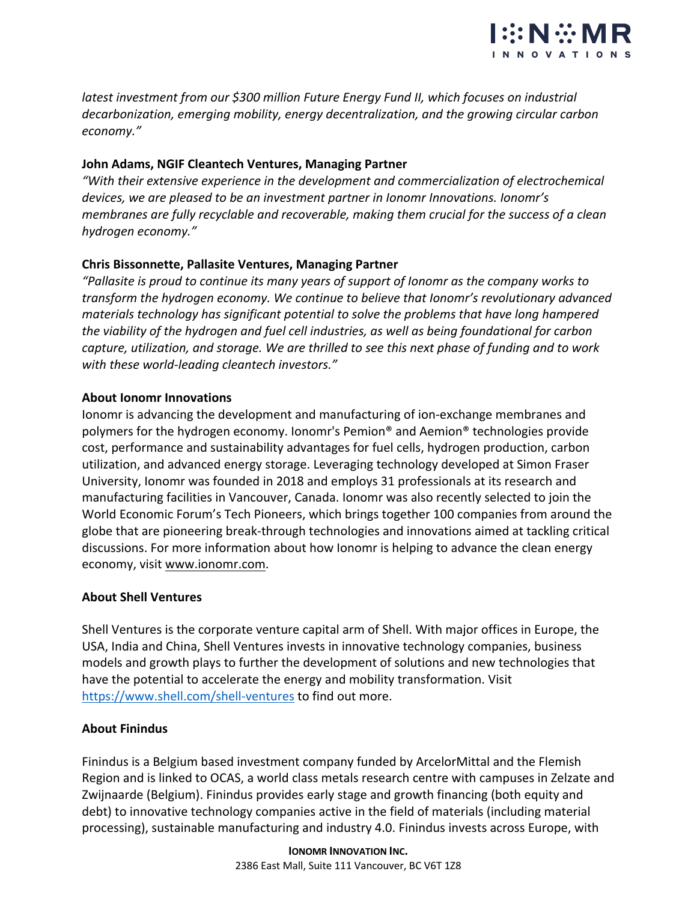*latest investment from our $300 million Future Energy Fund II, which focuses on industrial decarbonization, emerging mobility, energy decentralization, and the growing circular carbon economy."*

**John Adams, NGIF Cleantech Ventures, Managing Partner**
*"With their extensive experience in the development and commercialization of electrochemical devices, we are pleased to be an investment partner in Ionomr Innovations. Ionomr's membranes are fully recyclable and recoverable, making them crucial for the success of a clean hydrogen economy."*

**Chris Bissonnette, Pallasite Ventures, Managing Partner**
*"Pallasite is proud to continue its many years of support of Ionomr as the company works to transform the hydrogen economy. We continue to believe that Ionomr's revolutionary advanced materials technology has significant potential to solve the problems that have long hampered the viability of the hydrogen and fuel cell industries, as well as being foundational for carbon capture, utilization, and storage. We are thrilled to see this next phase of funding and to work with these world-leading cleantech investors."*

**About Ionomr Innovations**
Ionomr is advancing the development and manufacturing of ion-exchange membranes and polymers for the hydrogen economy. Ionomr's Pemion® and Aemion® technologies provide cost, performance and sustainability advantages for fuel cells, hydrogen production, carbon utilization, and advanced energy storage. Leveraging technology developed at Simon Fraser University, Ionomr was founded in 2018 and employs 31 professionals at its research and manufacturing facilities in Vancouver, Canada. Ionomr was also recently selected to join the World Economic Forum's Tech Pioneers, which brings together 100 companies from around the globe that are pioneering break-through technologies and innovations aimed at tackling critical discussions. For more information about how Ionomr is helping to advance the clean energy economy, visit www.ionomr.com.

**About Shell Ventures**

Shell Ventures is the corporate venture capital arm of Shell. With major offices in Europe, the USA, India and China, Shell Ventures invests in innovative technology companies, business models and growth plays to further the development of solutions and new technologies that have the potential to accelerate the energy and mobility transformation. Visit https://www.shell.com/shell-ventures to find out more.

**About Finindus**

Finindus is a Belgium based investment company funded by ArcelorMittal and the Flemish Region and is linked to OCAS, a world class metals research centre with campuses in Zelzate and Zwijnaarde (Belgium). Finindus provides early stage and growth financing (both equity and debt) to innovative technology companies active in the field of materials (including material processing), sustainable manufacturing and industry 4.0. Finindus invests across Europe, with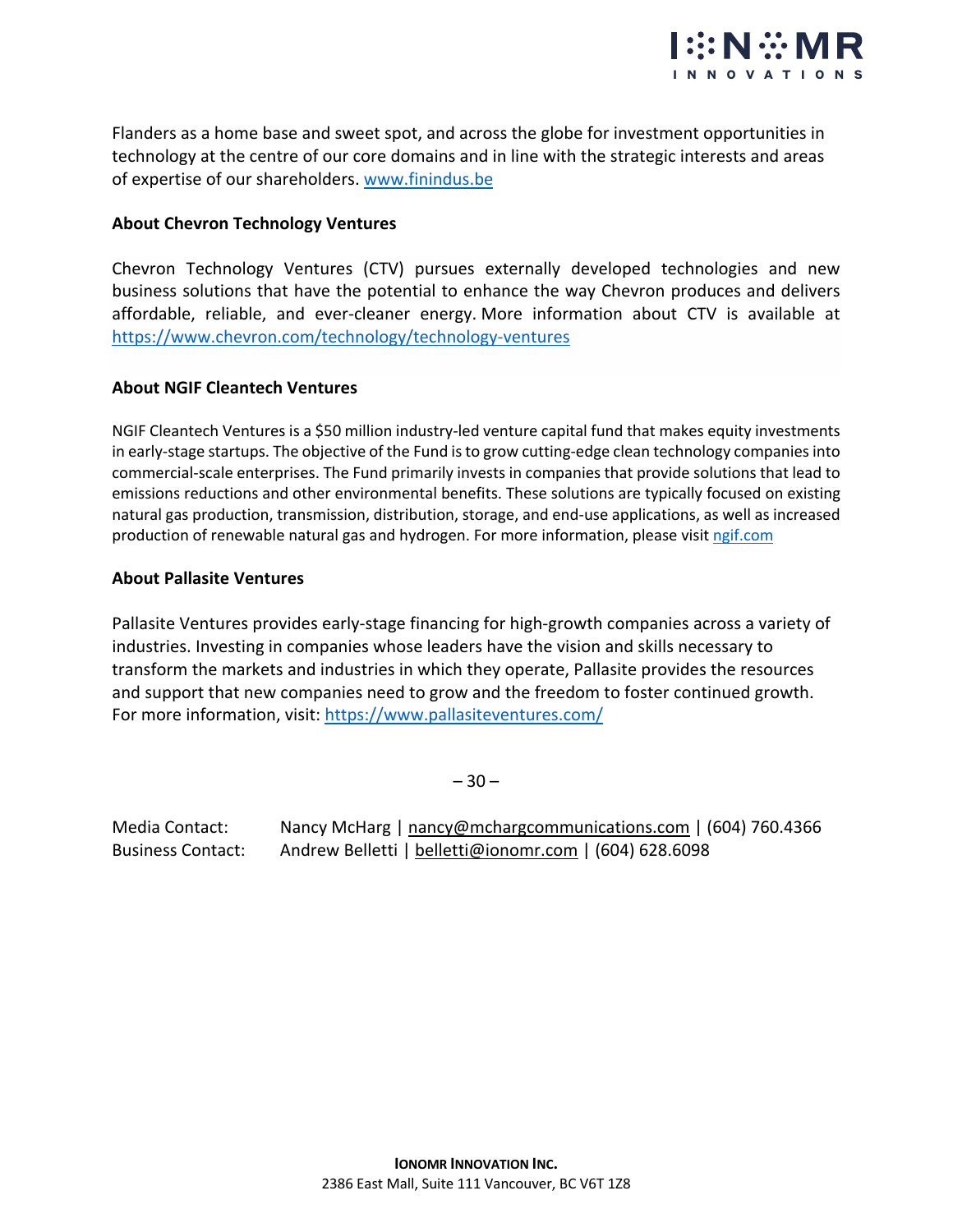Flanders as a home base and sweet spot, and across the globe for investment opportunities in technology at the centre of our core domains and in line with the strategic interests and areas of expertise of our shareholders. www.finindus.be

**About Chevron Technology Ventures**

Chevron Technology Ventures (CTV) pursues externally developed technologies and new business solutions that have the potential to enhance the way Chevron produces and delivers affordable, reliable, and ever-cleaner energy. More information about CTV is available at https://www.chevron.com/technology/technology-ventures

**About NGIF Cleantech Ventures**

NGIF Cleantech Ventures is a $50 million industry-led venture capital fund that makes equity investments in early-stage startups. The objective of the Fund is to grow cutting-edge clean technology companies into commercial-scale enterprises. The Fund primarily invests in companies that provide solutions that lead to emissions reductions and other environmental benefits. These solutions are typically focused on existing natural gas production, transmission, distribution, storage, and end-use applications, as well as increased production of renewable natural gas and hydrogen. For more information, please visit ngif.com

**About Pallasite Ventures**

Pallasite Ventures provides early-stage financing for high-growth companies across a variety of industries. Investing in companies whose leaders have the vision and skills necessary to transform the markets and industries in which they operate, Pallasite provides the resources and support that new companies need to grow and the freedom to foster continued growth. For more information, visit: https://www.pallasiteventures.com/

– 30 –

Media Contact: Nancy McHarg | nancy@mchargcommunications.com | (604) 760.4366
Business Contact: Andrew Belletti | belletti@ionomr.com | (604) 628.6098

**IONOMR INNOVATION INC.**
2386 East Mall, Suite 111 Vancouver, BC V6T 1Z8